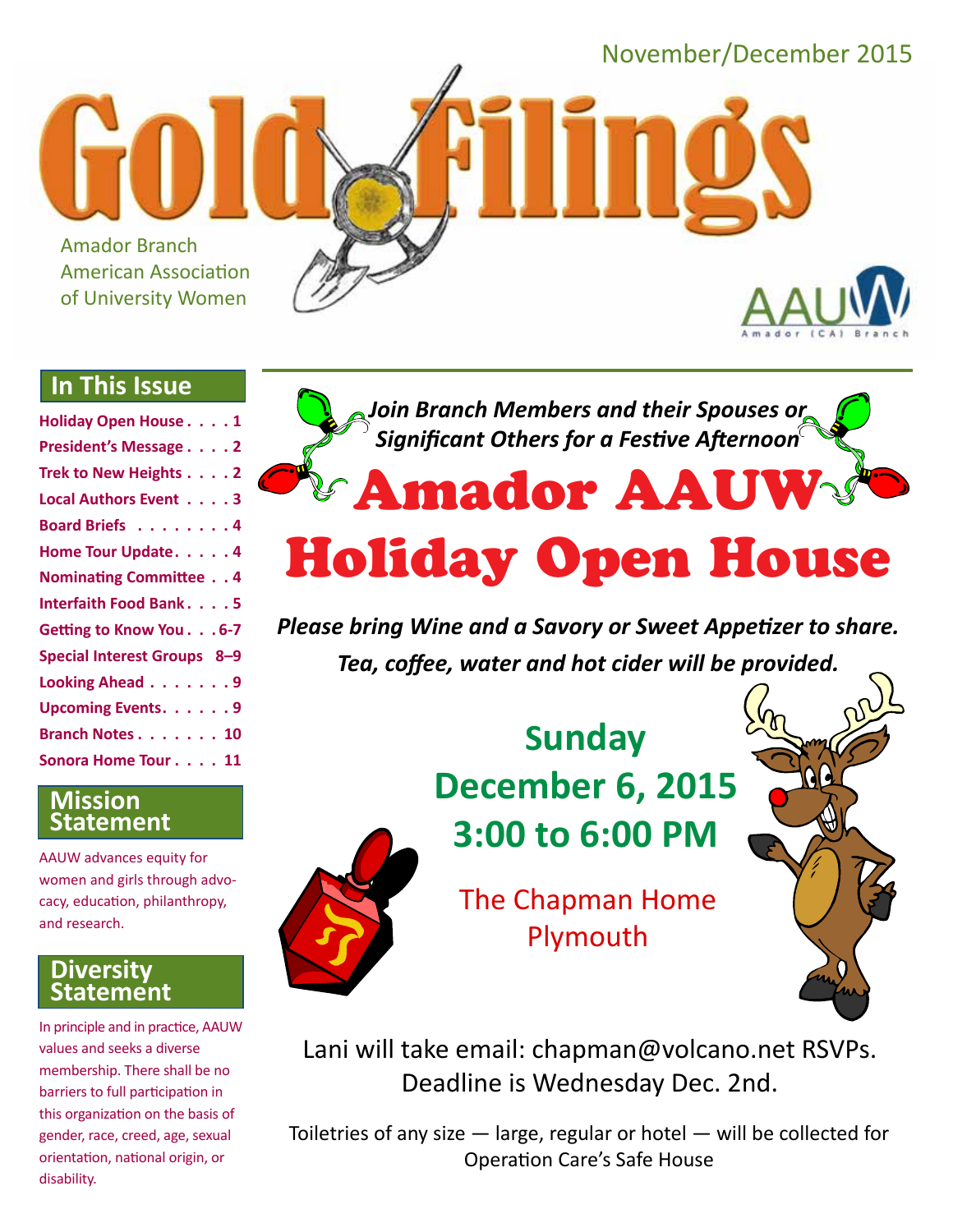November/December 2015

# Gold Filings

Amador Branch
American Association
of University Women

AAUW Amador (CA) Branch

## In This Issue

- Holiday Open House . . . . 1
- President's Message . . . . 2
- Trek to New Heights . . . . 2
- Local Authors Event . . . . 3
- Board Briefs . . . . . . . . 4
- Home Tour Update . . . . . 4
- Nominating Committee . . 4
- Interfaith Food Bank . . . . 5
- Getting to Know You . . . 6-7
- Special Interest Groups 8–9
- Looking Ahead . . . . . . . 9
- Upcoming Events . . . . . . 9
- Branch Notes . . . . . . . 10
- Sonora Home Tour . . . . 11

## Mission Statement

AAUW advances equity for women and girls through advocacy, education, philanthropy, and research.

## Diversity Statement

In principle and in practice, AAUW values and seeks a diverse membership. There shall be no barriers to full participation in this organization on the basis of gender, race, creed, age, sexual orientation, national origin, or disability.

*Join Branch Members and their Spouses or Significant Others for a Festive Afternoon*

# Amador AAUW Holiday Open House

***Please bring Wine and a Savory or Sweet Appetizer to share.***
***Tea, coffee, water and hot cider will be provided.***

**Sunday**
**December 6, 2015**
**3:00 to 6:00 PM**

The Chapman Home
Plymouth

Lani will take email: chapman@volcano.net RSVPs.
Deadline is Wednesday Dec. 2nd.

Toiletries of any size — large, regular or hotel — will be collected for Operation Care's Safe House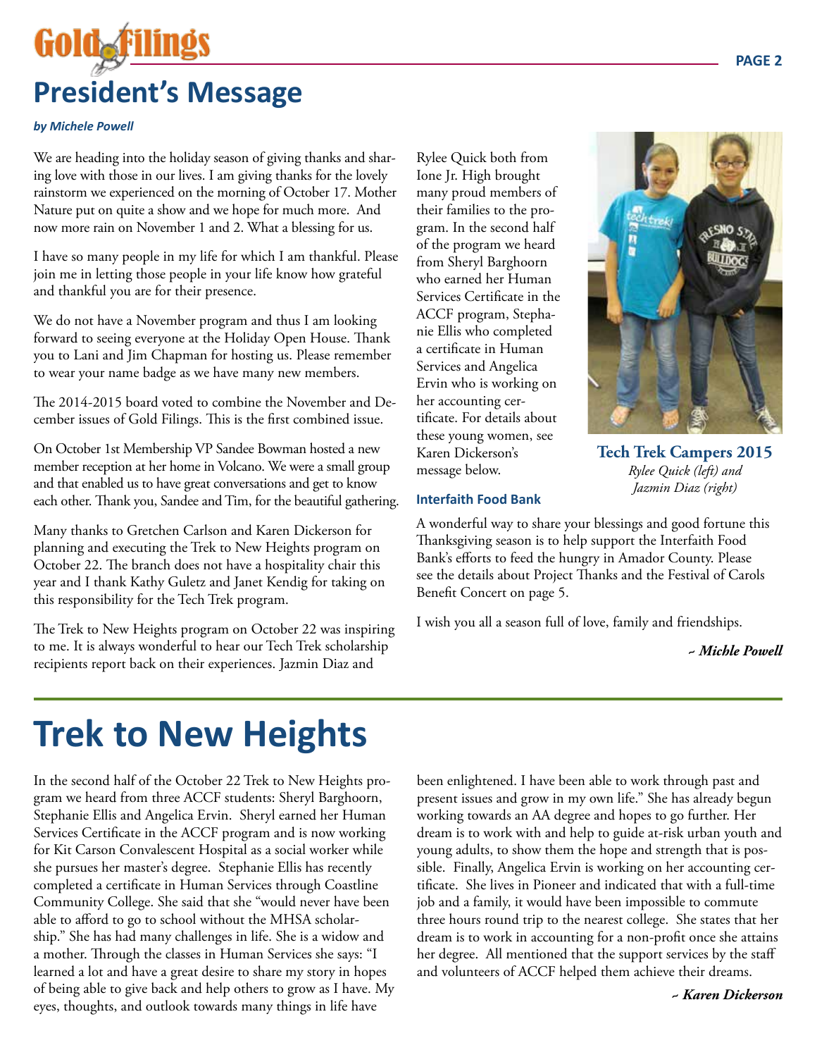# President's Message

***by Michele Powell***

We are heading into the holiday season of giving thanks and sharing love with those in our lives. I am giving thanks for the lovely rainstorm we experienced on the morning of October 17. Mother Nature put on quite a show and we hope for much more. And now more rain on November 1 and 2. What a blessing for us.

I have so many people in my life for which I am thankful. Please join me in letting those people in your life know how grateful and thankful you are for their presence.

We do not have a November program and thus I am looking forward to seeing everyone at the Holiday Open House. Thank you to Lani and Jim Chapman for hosting us. Please remember to wear your name badge as we have many new members.

The 2014-2015 board voted to combine the November and December issues of Gold Filings. This is the first combined issue.

On October 1st Membership VP Sandee Bowman hosted a new member reception at her home in Volcano. We were a small group and that enabled us to have great conversations and get to know each other. Thank you, Sandee and Tim, for the beautiful gathering.

Many thanks to Gretchen Carlson and Karen Dickerson for planning and executing the Trek to New Heights program on October 22. The branch does not have a hospitality chair this year and I thank Kathy Guletz and Janet Kendig for taking on this responsibility for the Tech Trek program.

The Trek to New Heights program on October 22 was inspiring to me. It is always wonderful to hear our Tech Trek scholarship recipients report back on their experiences. Jazmin Diaz and Rylee Quick both from Ione Jr. High brought many proud members of their families to the program. In the second half of the program we heard from Sheryl Barghoorn who earned her Human Services Certificate in the ACCF program, Stephanie Ellis who completed a certificate in Human Services and Angelica Ervin who is working on her accounting certificate. For details about these young women, see Karen Dickerson's message below.

**Tech Trek Campers 2015**
*Rylee Quick (left) and Jazmin Diaz (right)*

### Interfaith Food Bank

A wonderful way to share your blessings and good fortune this Thanksgiving season is to help support the Interfaith Food Bank's efforts to feed the hungry in Amador County. Please see the details about Project Thanks and the Festival of Carols Benefit Concert on page 5.

I wish you all a season full of love, family and friendships.

***~ Michle Powell***

# Trek to New Heights

In the second half of the October 22 Trek to New Heights program we heard from three ACCF students: Sheryl Barghoorn, Stephanie Ellis and Angelica Ervin. Sheryl earned her Human Services Certificate in the ACCF program and is now working for Kit Carson Convalescent Hospital as a social worker while she pursues her master's degree. Stephanie Ellis has recently completed a certificate in Human Services through Coastline Community College. She said that she "would never have been able to afford to go to school without the MHSA scholarship." She has had many challenges in life. She is a widow and a mother. Through the classes in Human Services she says: "I learned a lot and have a great desire to share my story in hopes of being able to give back and help others to grow as I have. My eyes, thoughts, and outlook towards many things in life have been enlightened. I have been able to work through past and present issues and grow in my own life." She has already begun working towards an AA degree and hopes to go further. Her dream is to work with and help to guide at-risk urban youth and young adults, to show them the hope and strength that is possible. Finally, Angelica Ervin is working on her accounting certificate. She lives in Pioneer and indicated that with a full-time job and a family, it would have been impossible to commute three hours round trip to the nearest college. She states that her dream is to work in accounting for a non-profit once she attains her degree. All mentioned that the support services by the staff and volunteers of ACCF helped them achieve their dreams.

***~ Karen Dickerson***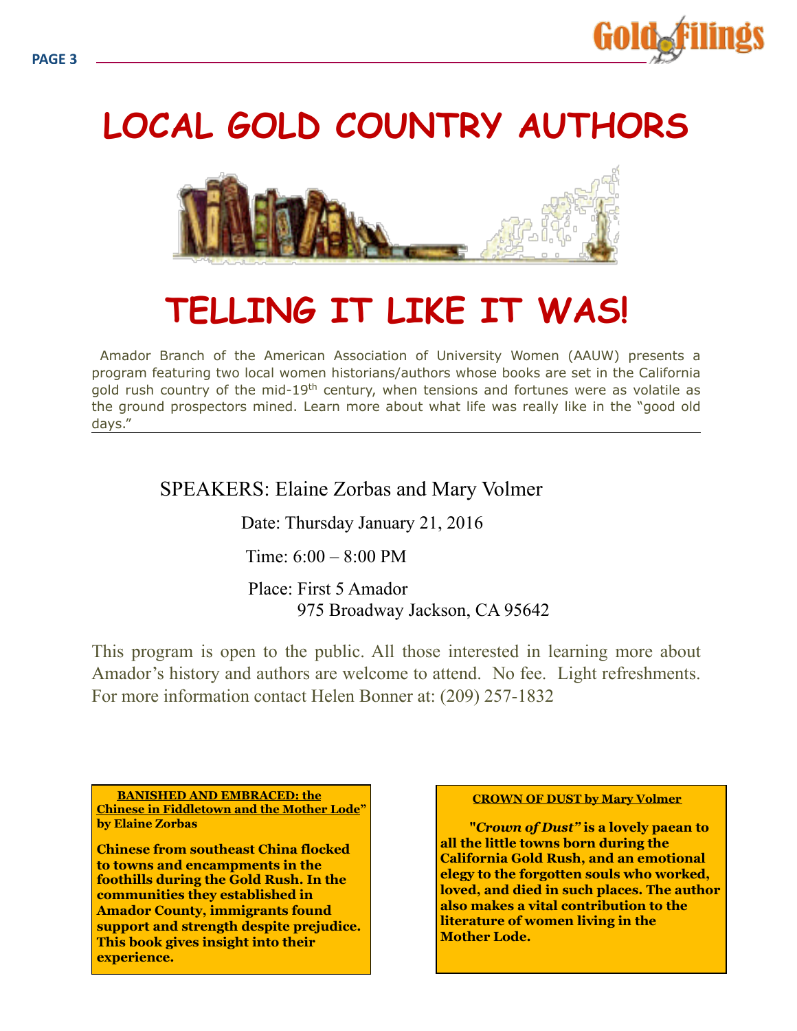# LOCAL GOLD COUNTRY AUTHORS

# TELLING IT LIKE IT WAS!

Amador Branch of the American Association of University Women (AAUW) presents a program featuring two local women historians/authors whose books are set in the California gold rush country of the mid-19th century, when tensions and fortunes were as volatile as the ground prospectors mined. Learn more about what life was really like in the "good old days."

SPEAKERS: Elaine Zorbas and Mary Volmer

Date: Thursday January 21, 2016

Time: 6:00 – 8:00 PM

Place: First 5 Amador
975 Broadway Jackson, CA 95642

This program is open to the public. All those interested in learning more about Amador's history and authors are welcome to attend. No fee. Light refreshments. For more information contact Helen Bonner at: (209) 257-1832

**BANISHED AND EMBRACED: the Chinese in Fiddletown and the Mother Lode" by Elaine Zorbas**

**Chinese from southeast China flocked to towns and encampments in the foothills during the Gold Rush. In the communities they established in Amador County, immigrants found support and strength despite prejudice. This book gives insight into their experience.**

**CROWN OF DUST by Mary Volmer**

**"*Crown of Dust"* is a lovely paean to all the little towns born during the California Gold Rush, and an emotional elegy to the forgotten souls who worked, loved, and died in such places. The author also makes a vital contribution to the literature of women living in the Mother Lode.**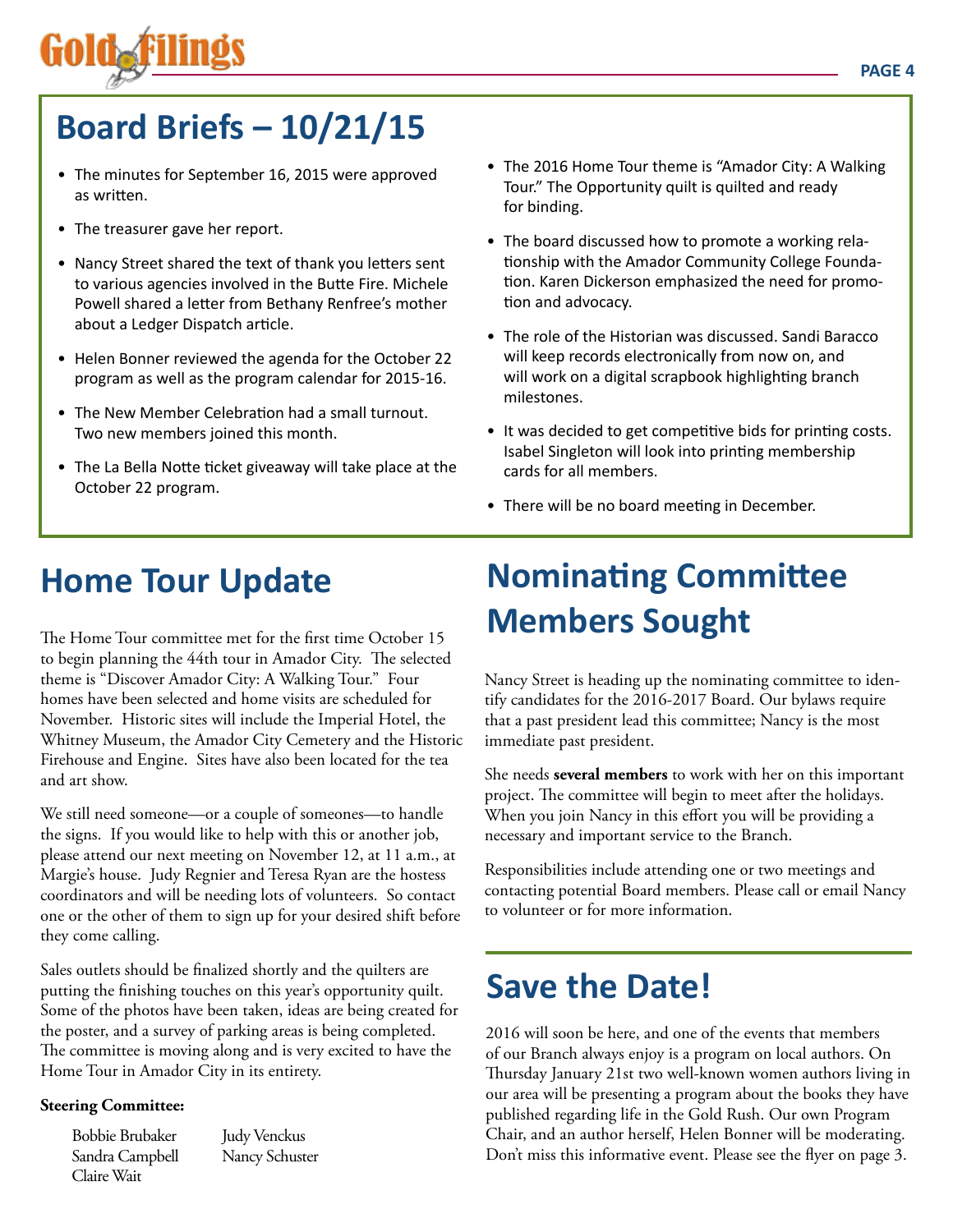## Board Briefs – 10/21/15

- The minutes for September 16, 2015 were approved as written.
- The treasurer gave her report.
- Nancy Street shared the text of thank you letters sent to various agencies involved in the Butte Fire. Michele Powell shared a letter from Bethany Renfree's mother about a Ledger Dispatch article.
- Helen Bonner reviewed the agenda for the October 22 program as well as the program calendar for 2015-16.
- The New Member Celebration had a small turnout. Two new members joined this month.
- The La Bella Notte ticket giveaway will take place at the October 22 program.
- The 2016 Home Tour theme is "Amador City: A Walking Tour." The Opportunity quilt is quilted and ready for binding.
- The board discussed how to promote a working relationship with the Amador Community College Foundation. Karen Dickerson emphasized the need for promotion and advocacy.
- The role of the Historian was discussed. Sandi Baracco will keep records electronically from now on, and will work on a digital scrapbook highlighting branch milestones.
- It was decided to get competitive bids for printing costs. Isabel Singleton will look into printing membership cards for all members.
- There will be no board meeting in December.

## Home Tour Update

The Home Tour committee met for the first time October 15 to begin planning the 44th tour in Amador City. The selected theme is "Discover Amador City: A Walking Tour." Four homes have been selected and home visits are scheduled for November. Historic sites will include the Imperial Hotel, the Whitney Museum, the Amador City Cemetery and the Historic Firehouse and Engine. Sites have also been located for the tea and art show.

We still need someone—or a couple of someones—to handle the signs. If you would like to help with this or another job, please attend our next meeting on November 12, at 11 a.m., at Margie's house. Judy Regnier and Teresa Ryan are the hostess coordinators and will be needing lots of volunteers. So contact one or the other of them to sign up for your desired shift before they come calling.

Sales outlets should be finalized shortly and the quilters are putting the finishing touches on this year's opportunity quilt. Some of the photos have been taken, ideas are being created for the poster, and a survey of parking areas is being completed. The committee is moving along and is very excited to have the Home Tour in Amador City in its entirety.

**Steering Committee:**

Bobbie Brubaker
Sandra Campbell
Claire Wait
Judy Venckus
Nancy Schuster

## Nominating Committee Members Sought

Nancy Street is heading up the nominating committee to identify candidates for the 2016-2017 Board. Our bylaws require that a past president lead this committee; Nancy is the most immediate past president.

She needs **several members** to work with her on this important project. The committee will begin to meet after the holidays. When you join Nancy in this effort you will be providing a necessary and important service to the Branch.

Responsibilities include attending one or two meetings and contacting potential Board members. Please call or email Nancy to volunteer or for more information.

## Save the Date!

2016 will soon be here, and one of the events that members of our Branch always enjoy is a program on local authors. On Thursday January 21st two well-known women authors living in our area will be presenting a program about the books they have published regarding life in the Gold Rush. Our own Program Chair, and an author herself, Helen Bonner will be moderating. Don't miss this informative event. Please see the flyer on page 3.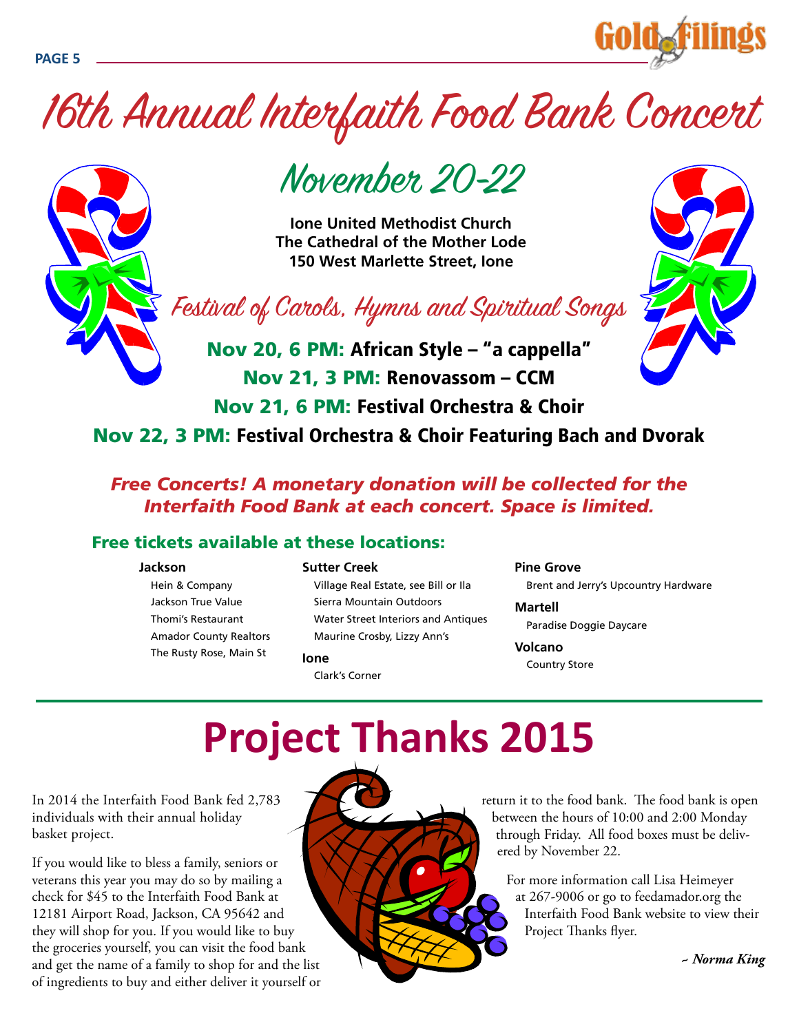# 16th Annual Interfaith Food Bank Concert

## November 20-22

**Ione United Methodist Church**
**The Cathedral of the Mother Lode**
**150 West Marlette Street, Ione**

## Festival of Carols, Hymns and Spiritual Songs

**Nov 20, 6 PM:** **African Style – "a cappella"**
**Nov 21, 3 PM:** **Renovassom – CCM**
**Nov 21, 6 PM:** **Festival Orchestra & Choir**
**Nov 22, 3 PM:** **Festival Orchestra & Choir Featuring Bach and Dvorak**

***Free Concerts! A monetary donation will be collected for the Interfaith Food Bank at each concert. Space is limited.***

### Free tickets available at these locations:

**Jackson**
- Hein & Company
- Jackson True Value
- Thomi's Restaurant
- Amador County Realtors
- The Rusty Rose, Main St

**Sutter Creek**
- Village Real Estate, see Bill or Ila
- Sierra Mountain Outdoors
- Water Street Interiors and Antiques
- Maurine Crosby, Lizzy Ann's

**Ione**
- Clark's Corner

**Pine Grove**
- Brent and Jerry's Upcountry Hardware

**Martell**
- Paradise Doggie Daycare

**Volcano**
- Country Store

# Project Thanks 2015

In 2014 the Interfaith Food Bank fed 2,783 individuals with their annual holiday basket project.

If you would like to bless a family, seniors or veterans this year you may do so by mailing a check for $45 to the Interfaith Food Bank at 12181 Airport Road, Jackson, CA 95642 and they will shop for you. If you would like to buy the groceries yourself, you can visit the food bank and get the name of a family to shop for and the list of ingredients to buy and either deliver it yourself or return it to the food bank. The food bank is open between the hours of 10:00 and 2:00 Monday through Friday. All food boxes must be delivered by November 22.

For more information call Lisa Heimeyer at 267-9006 or go to feedamador.org the Interfaith Food Bank website to view their Project Thanks flyer.

*~ Norma King*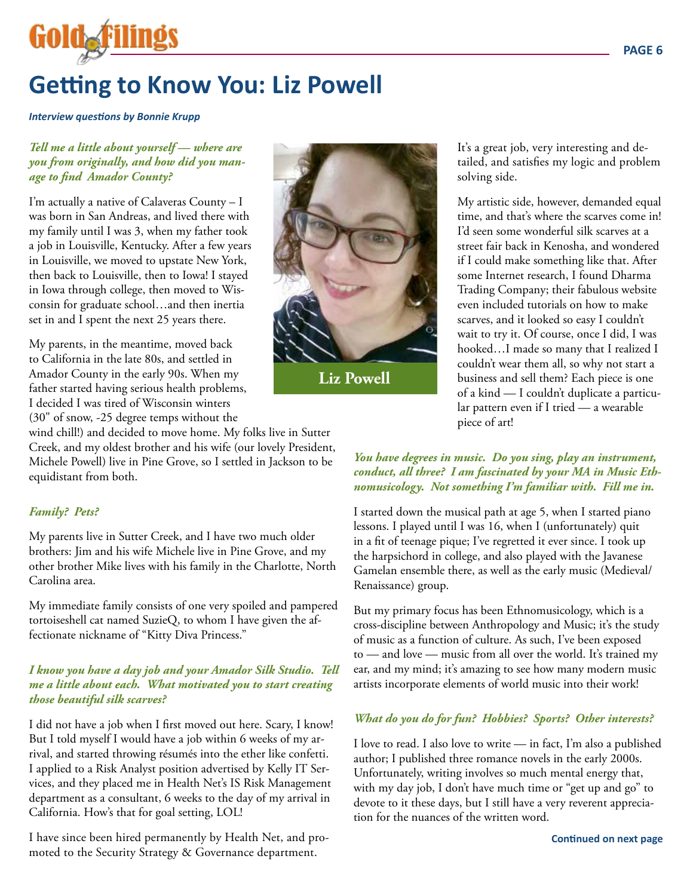# Getting to Know You: Liz Powell

***Interview questions by Bonnie Krupp***

***Tell me a little about yourself — where are you from originally, and how did you manage to find Amador County?***

I'm actually a native of Calaveras County – I was born in San Andreas, and lived there with my family until I was 3, when my father took a job in Louisville, Kentucky. After a few years in Louisville, we moved to upstate New York, then back to Louisville, then to Iowa! I stayed in Iowa through college, then moved to Wisconsin for graduate school…and then inertia set in and I spent the next 25 years there.

My parents, in the meantime, moved back to California in the late 80s, and settled in Amador County in the early 90s. When my father started having serious health problems, I decided I was tired of Wisconsin winters (30" of snow, -25 degree temps without the wind chill!) and decided to move home. My folks live in Sutter Creek, and my oldest brother and his wife (our lovely President, Michele Powell) live in Pine Grove, so I settled in Jackson to be equidistant from both.

**Liz Powell**

***Family? Pets?***

My parents live in Sutter Creek, and I have two much older brothers: Jim and his wife Michele live in Pine Grove, and my other brother Mike lives with his family in the Charlotte, North Carolina area.

My immediate family consists of one very spoiled and pampered tortoiseshell cat named SuzieQ, to whom I have given the affectionate nickname of "Kitty Diva Princess."

***I know you have a day job and your Amador Silk Studio. Tell me a little about each. What motivated you to start creating those beautiful silk scarves?***

I did not have a job when I first moved out here. Scary, I know! But I told myself I would have a job within 6 weeks of my arrival, and started throwing résumés into the ether like confetti. I applied to a Risk Analyst position advertised by Kelly IT Services, and they placed me in Health Net's IS Risk Management department as a consultant, 6 weeks to the day of my arrival in California. How's that for goal setting, LOL!

I have since been hired permanently by Health Net, and promoted to the Security Strategy & Governance department. It's a great job, very interesting and detailed, and satisfies my logic and problem solving side.

My artistic side, however, demanded equal time, and that's where the scarves come in! I'd seen some wonderful silk scarves at a street fair back in Kenosha, and wondered if I could make something like that. After some Internet research, I found Dharma Trading Company; their fabulous website even included tutorials on how to make scarves, and it looked so easy I couldn't wait to try it. Of course, once I did, I was hooked…I made so many that I realized I couldn't wear them all, so why not start a business and sell them? Each piece is one of a kind — I couldn't duplicate a particular pattern even if I tried — a wearable piece of art!

***You have degrees in music. Do you sing, play an instrument, conduct, all three? I am fascinated by your MA in Music Ethnomusicology. Not something I'm familiar with. Fill me in.***

I started down the musical path at age 5, when I started piano lessons. I played until I was 16, when I (unfortunately) quit in a fit of teenage pique; I've regretted it ever since. I took up the harpsichord in college, and also played with the Javanese Gamelan ensemble there, as well as the early music (Medieval/Renaissance) group.

But my primary focus has been Ethnomusicology, which is a cross-discipline between Anthropology and Music; it's the study of music as a function of culture. As such, I've been exposed to — and love — music from all over the world. It's trained my ear, and my mind; it's amazing to see how many modern music artists incorporate elements of world music into their work!

***What do you do for fun? Hobbies? Sports? Other interests?***

I love to read. I also love to write — in fact, I'm also a published author; I published three romance novels in the early 2000s. Unfortunately, writing involves so much mental energy that, with my day job, I don't have much time or "get up and go" to devote to it these days, but I still have a very reverent appreciation for the nuances of the written word.

**Continued on next page**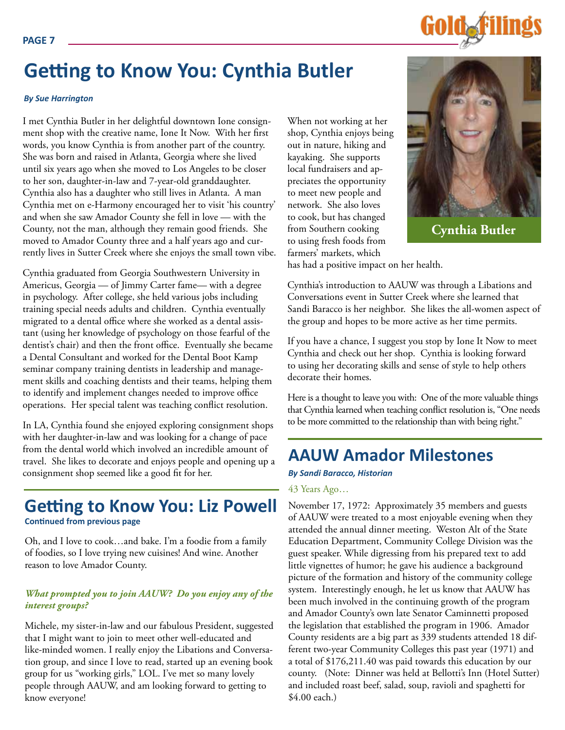# Getting to Know You: Cynthia Butler

***By Sue Harrington***

I met Cynthia Butler in her delightful downtown Ione consignment shop with the creative name, Ione It Now. With her first words, you know Cynthia is from another part of the country. She was born and raised in Atlanta, Georgia where she lived until six years ago when she moved to Los Angeles to be closer to her son, daughter-in-law and 7-year-old granddaughter. Cynthia also has a daughter who still lives in Atlanta. A man Cynthia met on e-Harmony encouraged her to visit 'his country' and when she saw Amador County she fell in love — with the County, not the man, although they remain good friends. She moved to Amador County three and a half years ago and currently lives in Sutter Creek where she enjoys the small town vibe.

Cynthia graduated from Georgia Southwestern University in Americus, Georgia — of Jimmy Carter fame— with a degree in psychology. After college, she held various jobs including training special needs adults and children. Cynthia eventually migrated to a dental office where she worked as a dental assistant (using her knowledge of psychology on those fearful of the dentist's chair) and then the front office. Eventually she became a Dental Consultant and worked for the Dental Boot Kamp seminar company training dentists in leadership and management skills and coaching dentists and their teams, helping them to identify and implement changes needed to improve office operations. Her special talent was teaching conflict resolution.

In LA, Cynthia found she enjoyed exploring consignment shops with her daughter-in-law and was looking for a change of pace from the dental world which involved an incredible amount of travel. She likes to decorate and enjoys people and opening up a consignment shop seemed like a good fit for her.

When not working at her shop, Cynthia enjoys being out in nature, hiking and kayaking. She supports local fundraisers and appreciates the opportunity to meet new people and network. She also loves to cook, but has changed from Southern cooking to using fresh foods from farmers' markets, which has had a positive impact on her health.

**Cynthia Butler**

Cynthia's introduction to AAUW was through a Libations and Conversations event in Sutter Creek where she learned that Sandi Baracco is her neighbor. She likes the all-women aspect of the group and hopes to be more active as her time permits.

If you have a chance, I suggest you stop by Ione It Now to meet Cynthia and check out her shop. Cynthia is looking forward to using her decorating skills and sense of style to help others decorate their homes.

Here is a thought to leave you with: One of the more valuable things that Cynthia learned when teaching conflict resolution is, "One needs to be more committed to the relationship than with being right."

# Getting to Know You: Liz Powell

**Continued from previous page**

Oh, and I love to cook…and bake. I'm a foodie from a family of foodies, so I love trying new cuisines! And wine. Another reason to love Amador County.

***What prompted you to join AAUW? Do you enjoy any of the interest groups?***

Michele, my sister-in-law and our fabulous President, suggested that I might want to join to meet other well-educated and like-minded women. I really enjoy the Libations and Conversation group, and since I love to read, started up an evening book group for us "working girls," LOL. I've met so many lovely people through AAUW, and am looking forward to getting to know everyone!

# AAUW Amador Milestones

***By Sandi Baracco, Historian***

43 Years Ago…

November 17, 1972: Approximately 35 members and guests of AAUW were treated to a most enjoyable evening when they attended the annual dinner meeting. Weston Alt of the State Education Department, Community College Division was the guest speaker. While digressing from his prepared text to add little vignettes of humor; he gave his audience a background picture of the formation and history of the community college system. Interestingly enough, he let us know that AAUW has been much involved in the continuing growth of the program and Amador County's own late Senator Caminnetti proposed the legislation that established the program in 1906. Amador County residents are a big part as 339 students attended 18 different two-year Community Colleges this past year (1971) and a total of $176,211.40 was paid towards this education by our county. (Note: Dinner was held at Bellotti's Inn (Hotel Sutter) and included roast beef, salad, soup, ravioli and spaghetti for $4.00 each.)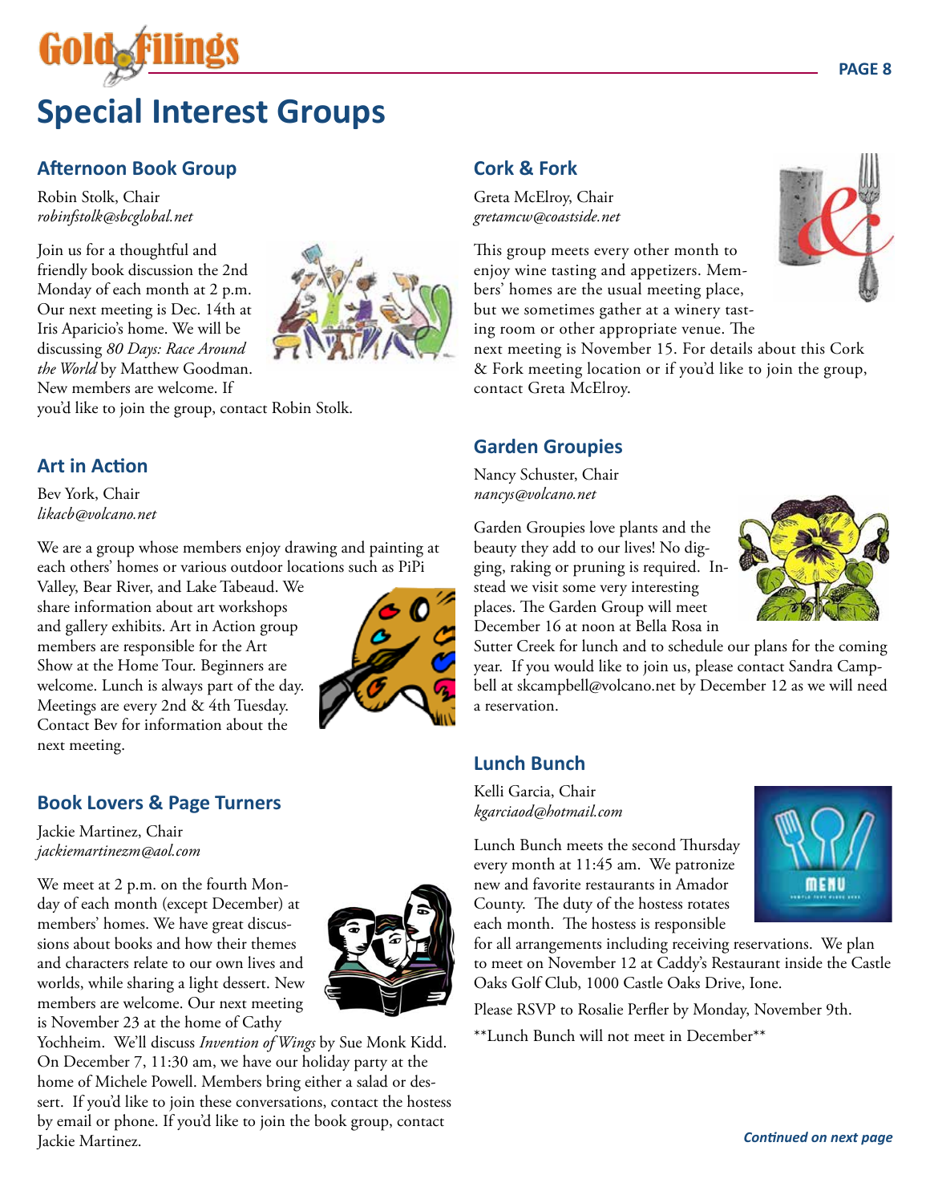# Special Interest Groups

## Afternoon Book Group

Robin Stolk, Chair
*robinfstolk@sbcglobal.net*

Join us for a thoughtful and friendly book discussion the 2nd Monday of each month at 2 p.m. Our next meeting is Dec. 14th at Iris Aparicio's home. We will be discussing *80 Days: Race Around the World* by Matthew Goodman. New members are welcome. If you'd like to join the group, contact Robin Stolk.

## Art in Action

Bev York, Chair
*likacb@volcano.net*

We are a group whose members enjoy drawing and painting at each others' homes or various outdoor locations such as PiPi Valley, Bear River, and Lake Tabeaud. We share information about art workshops and gallery exhibits. Art in Action group members are responsible for the Art Show at the Home Tour. Beginners are welcome. Lunch is always part of the day. Meetings are every 2nd & 4th Tuesday. Contact Bev for information about the next meeting.

## Book Lovers & Page Turners

Jackie Martinez, Chair
*jackiemartinezm@aol.com*

We meet at 2 p.m. on the fourth Monday of each month (except December) at members' homes. We have great discussions about books and how their themes and characters relate to our own lives and worlds, while sharing a light dessert. New members are welcome. Our next meeting is November 23 at the home of Cathy Yochheim. We'll discuss *Invention of Wings* by Sue Monk Kidd. On December 7, 11:30 am, we have our holiday party at the home of Michele Powell. Members bring either a salad or dessert. If you'd like to join these conversations, contact the hostess by email or phone. If you'd like to join the book group, contact Jackie Martinez.

## Cork & Fork

Greta McElroy, Chair
*gretamcw@coastside.net*

This group meets every other month to enjoy wine tasting and appetizers. Members' homes are the usual meeting place, but we sometimes gather at a winery tasting room or other appropriate venue. The next meeting is November 15. For details about this Cork & Fork meeting location or if you'd like to join the group, contact Greta McElroy.

## Garden Groupies

Nancy Schuster, Chair
*nancys@volcano.net*

Garden Groupies love plants and the beauty they add to our lives! No digging, raking or pruning is required. Instead we visit some very interesting places. The Garden Group will meet December 16 at noon at Bella Rosa in Sutter Creek for lunch and to schedule our plans for the coming year. If you would like to join us, please contact Sandra Campbell at skcampbell@volcano.net by December 12 as we will need a reservation.

## Lunch Bunch

Kelli Garcia, Chair
*kgarciaod@hotmail.com*

Lunch Bunch meets the second Thursday every month at 11:45 am. We patronize new and favorite restaurants in Amador County. The duty of the hostess rotates each month. The hostess is responsible for all arrangements including receiving reservations. We plan to meet on November 12 at Caddy's Restaurant inside the Castle Oaks Golf Club, 1000 Castle Oaks Drive, Ione.

Please RSVP to Rosalie Perfler by Monday, November 9th.

**Lunch Bunch will not meet in December**

***Continued on next page***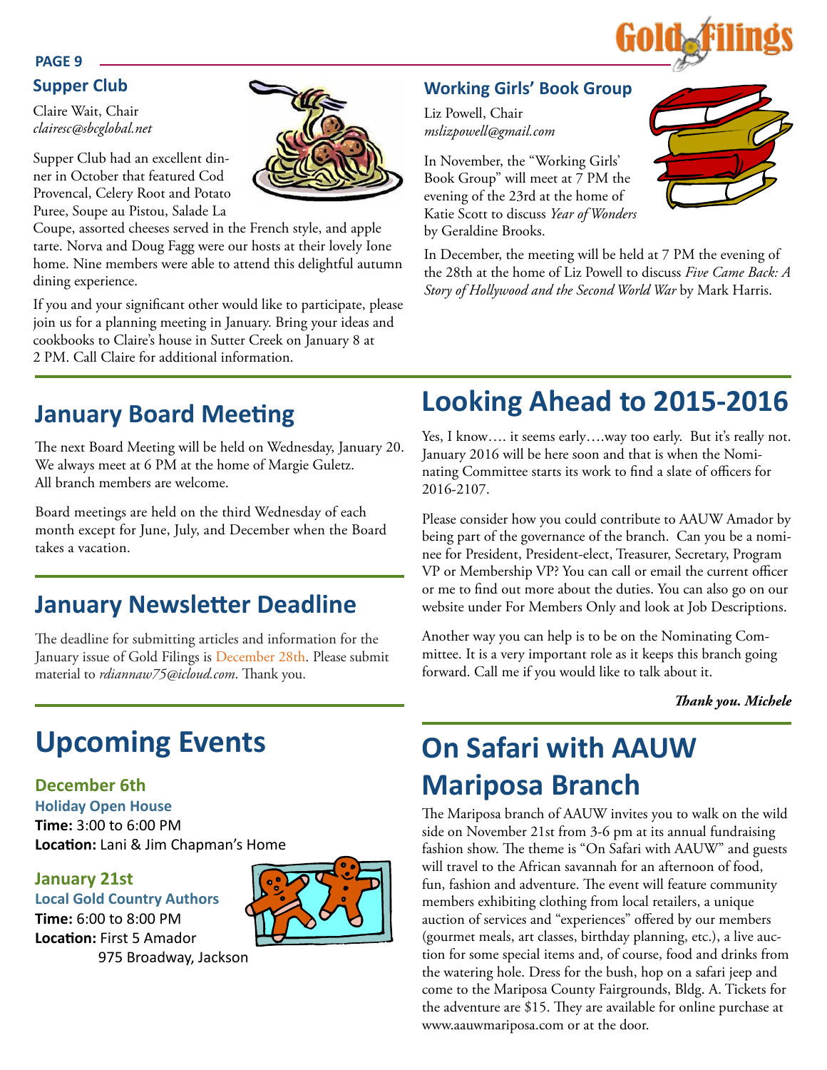## Supper Club

Claire Wait, Chair
*clairesc@sbcglobal.net*

Supper Club had an excellent dinner in October that featured Cod Provencal, Celery Root and Potato Puree, Soupe au Pistou, Salade La Coupe, assorted cheeses served in the French style, and apple tarte. Norva and Doug Fagg were our hosts at their lovely Ione home. Nine members were able to attend this delightful autumn dining experience.

If you and your significant other would like to participate, please join us for a planning meeting in January. Bring your ideas and cookbooks to Claire's house in Sutter Creek on January 8 at 2 PM. Call Claire for additional information.

## Working Girls' Book Group

Liz Powell, Chair
*mslizpowell@gmail.com*

In November, the "Working Girls' Book Group" will meet at 7 PM the evening of the 23rd at the home of Katie Scott to discuss *Year of Wonders* by Geraldine Brooks.

In December, the meeting will be held at 7 PM the evening of the 28th at the home of Liz Powell to discuss *Five Came Back: A Story of Hollywood and the Second World War* by Mark Harris.

# January Board Meeting

The next Board Meeting will be held on Wednesday, January 20. We always meet at 6 PM at the home of Margie Guletz. All branch members are welcome.

Board meetings are held on the third Wednesday of each month except for June, July, and December when the Board takes a vacation.

# January Newsletter Deadline

The deadline for submitting articles and information for the January issue of Gold Filings is December 28th. Please submit material to *rdiannaw75@icloud.com*. Thank you.

# Upcoming Events

### December 6th

**Holiday Open House**
**Time:** 3:00 to 6:00 PM
**Location:** Lani & Jim Chapman's Home

### January 21st

**Local Gold Country Authors**
**Time:** 6:00 to 8:00 PM
**Location:** First 5 Amador
975 Broadway, Jackson

# Looking Ahead to 2015-2016

Yes, I know…. it seems early….way too early. But it's really not. January 2016 will be here soon and that is when the Nominating Committee starts its work to find a slate of officers for 2016-2107.

Please consider how you could contribute to AAUW Amador by being part of the governance of the branch. Can you be a nominee for President, President-elect, Treasurer, Secretary, Program VP or Membership VP? You can call or email the current officer or me to find out more about the duties. You can also go on our website under For Members Only and look at Job Descriptions.

Another way you can help is to be on the Nominating Committee. It is a very important role as it keeps this branch going forward. Call me if you would like to talk about it.

***Thank you. Michele***

# On Safari with AAUW Mariposa Branch

The Mariposa branch of AAUW invites you to walk on the wild side on November 21st from 3-6 pm at its annual fundraising fashion show. The theme is "On Safari with AAUW" and guests will travel to the African savannah for an afternoon of food, fun, fashion and adventure. The event will feature community members exhibiting clothing from local retailers, a unique auction of services and "experiences" offered by our members (gourmet meals, art classes, birthday planning, etc.), a live auction for some special items and, of course, food and drinks from the watering hole. Dress for the bush, hop on a safari jeep and come to the Mariposa County Fairgrounds, Bldg. A. Tickets for the adventure are $15. They are available for online purchase at www.aauwmariposa.com or at the door.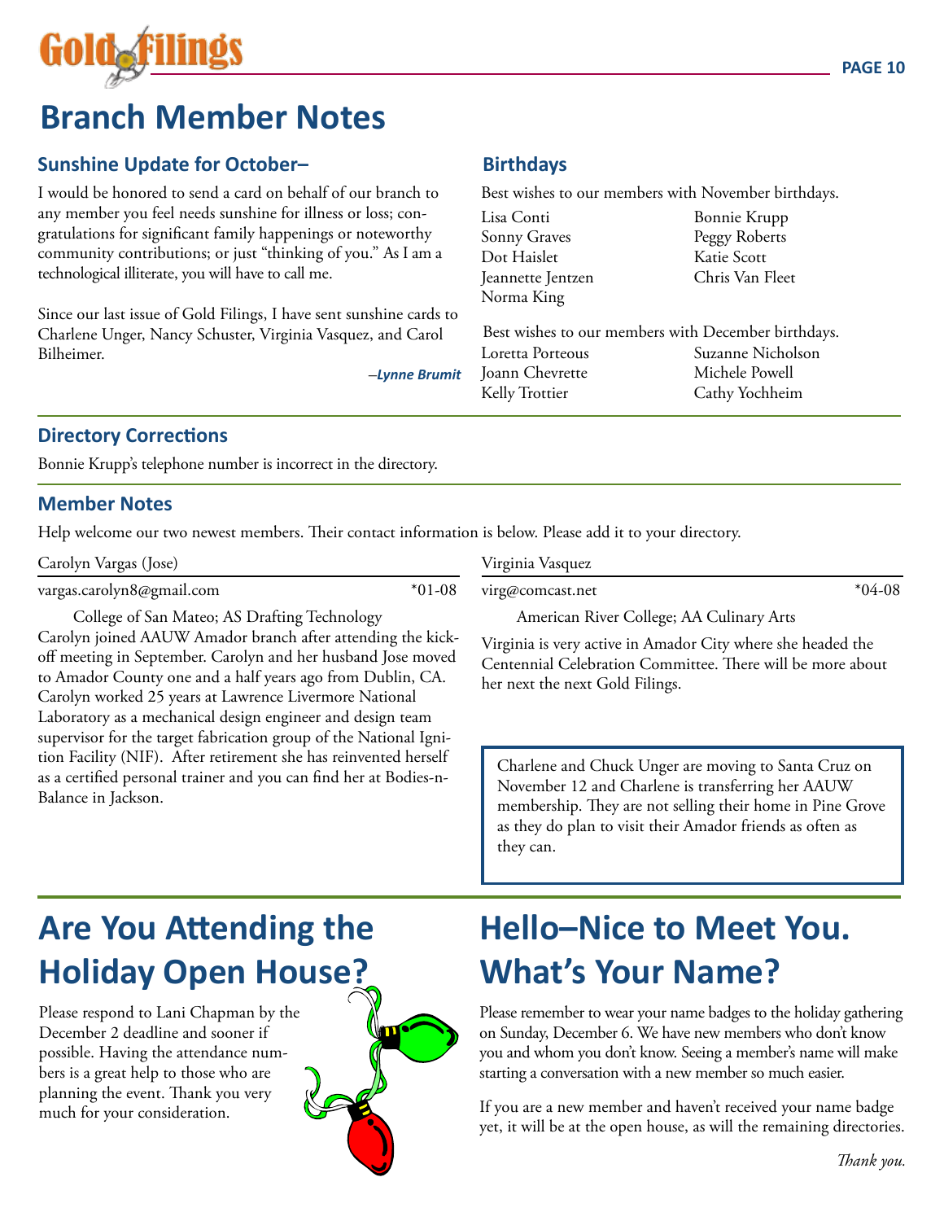# Branch Member Notes

## Sunshine Update for October–

I would be honored to send a card on behalf of our branch to any member you feel needs sunshine for illness or loss; congratulations for significant family happenings or noteworthy community contributions; or just "thinking of you." As I am a technological illiterate, you will have to call me.

Since our last issue of Gold Filings, I have sent sunshine cards to Charlene Unger, Nancy Schuster, Virginia Vasquez, and Carol Bilheimer.

*–Lynne Brumit*

## Birthdays

Best wishes to our members with November birthdays.

| | |
|---|---|
| Lisa Conti | Bonnie Krupp |
| Sonny Graves | Peggy Roberts |
| Dot Haislet | Katie Scott |
| Jeannette Jentzen | Chris Van Fleet |
| Norma King | |

Best wishes to our members with December birthdays.

| | |
|---|---|
| Loretta Porteous | Suzanne Nicholson |
| Joann Chevrette | Michele Powell |
| Kelly Trottier | Cathy Yochheim |

## Directory Corrections

Bonnie Krupp's telephone number is incorrect in the directory.

## Member Notes

Help welcome our two newest members. Their contact information is below. Please add it to your directory.

Carolyn Vargas (Jose)

vargas.carolyn8@gmail.com *01-08

College of San Mateo; AS Drafting Technology

Carolyn joined AAUW Amador branch after attending the kick-off meeting in September. Carolyn and her husband Jose moved to Amador County one and a half years ago from Dublin, CA. Carolyn worked 25 years at Lawrence Livermore National Laboratory as a mechanical design engineer and design team supervisor for the target fabrication group of the National Ignition Facility (NIF). After retirement she has reinvented herself as a certified personal trainer and you can find her at Bodies-n-Balance in Jackson.

Virginia Vasquez

virg@comcast.net *04-08

American River College; AA Culinary Arts

Virginia is very active in Amador City where she headed the Centennial Celebration Committee. There will be more about her next the next Gold Filings.

Charlene and Chuck Unger are moving to Santa Cruz on November 12 and Charlene is transferring her AAUW membership. They are not selling their home in Pine Grove as they do plan to visit their Amador friends as often as they can.

# Are You Attending the Holiday Open House?

Please respond to Lani Chapman by the December 2 deadline and sooner if possible. Having the attendance numbers is a great help to those who are planning the event. Thank you very much for your consideration.

# Hello–Nice to Meet You. What's Your Name?

Please remember to wear your name badges to the holiday gathering on Sunday, December 6. We have new members who don't know you and whom you don't know. Seeing a member's name will make starting a conversation with a new member so much easier.

If you are a new member and haven't received your name badge yet, it will be at the open house, as will the remaining directories.

*Thank you.*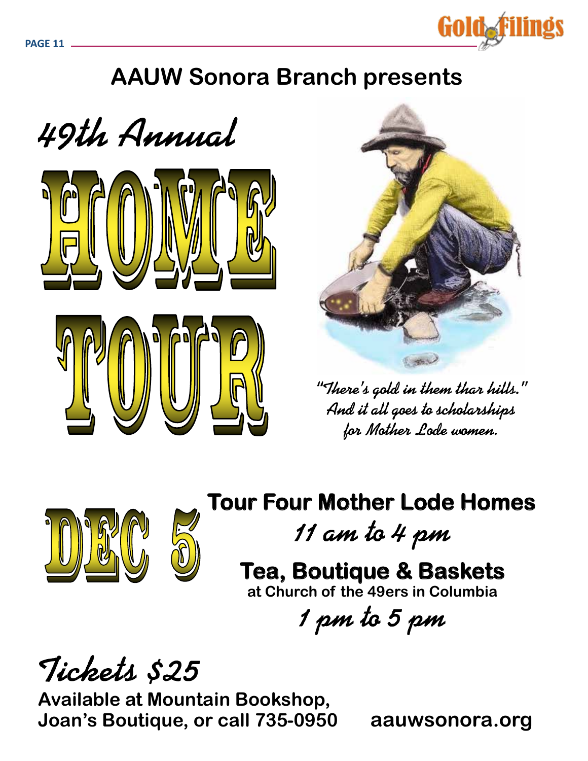## AAUW Sonora Branch presents

*49th Annual*

# HOME TOUR

*"There's gold in them thar hills."*
*And it all goes to scholarships*
*for Mother Lode women.*

# DEC 5

**Tour Four Mother Lode Homes**

*11 am to 4 pm*

**Tea, Boutique & Baskets**
**at Church of the 49ers in Columbia**

*1 pm to 5 pm*

## *Tickets $25*

**Available at Mountain Bookshop,**
**Joan's Boutique, or call 735-0950**

**aauwsonora.org**